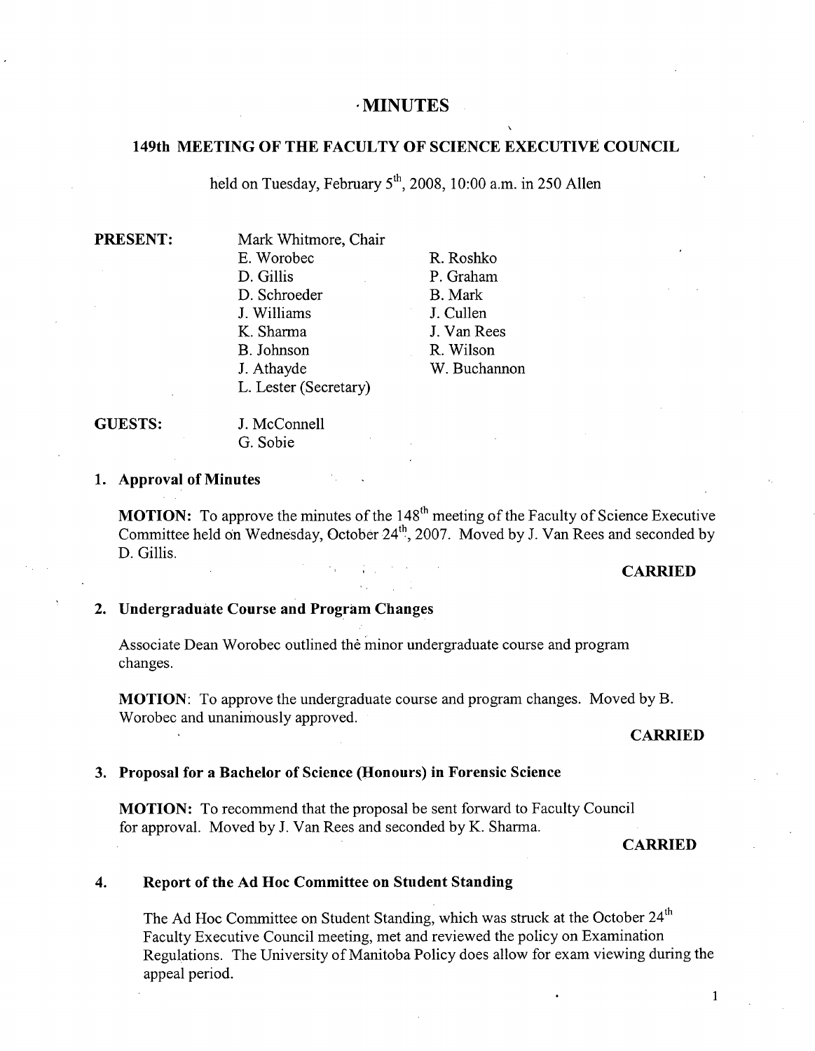# MINUTES

## 149th MEETING OF THE FACULTY OF SCIENCE EXECUTIVE COUNCIL

held on Tuesday, February 5th, 2008, 10:00 a.m. in 250 Allen

**PRESENT:**

Mark Whitmore, Chair
E. Worobec
D. Gillis
D. Schroeder
J. Williams
K. Sharma
B. Johnson
J. Athayde
L. Lester (Secretary)
R. Roshko
P. Graham
B. Mark
J. Cullen
J. Van Rees
R. Wilson
W. Buchannon

**GUESTS:**

J. McConnell
G. Sobie

### 1. Approval of Minutes

**MOTION:** To approve the minutes of the 148th meeting of the Faculty of Science Executive Committee held on Wednesday, October 24th, 2007. Moved by J. Van Rees and seconded by D. Gillis.

**CARRIED**

### 2. Undergraduate Course and Program Changes

Associate Dean Worobec outlined the minor undergraduate course and program changes.

**MOTION**: To approve the undergraduate course and program changes. Moved by B. Worobec and unanimously approved.

**CARRIED**

### 3. Proposal for a Bachelor of Science (Honours) in Forensic Science

**MOTION:** To recommend that the proposal be sent forward to Faculty Council for approval. Moved by J. Van Rees and seconded by K. Sharma.

**CARRIED**

### 4. Report of the Ad Hoc Committee on Student Standing

The Ad Hoc Committee on Student Standing, which was struck at the October 24th Faculty Executive Council meeting, met and reviewed the policy on Examination Regulations. The University of Manitoba Policy does allow for exam viewing during the appeal period.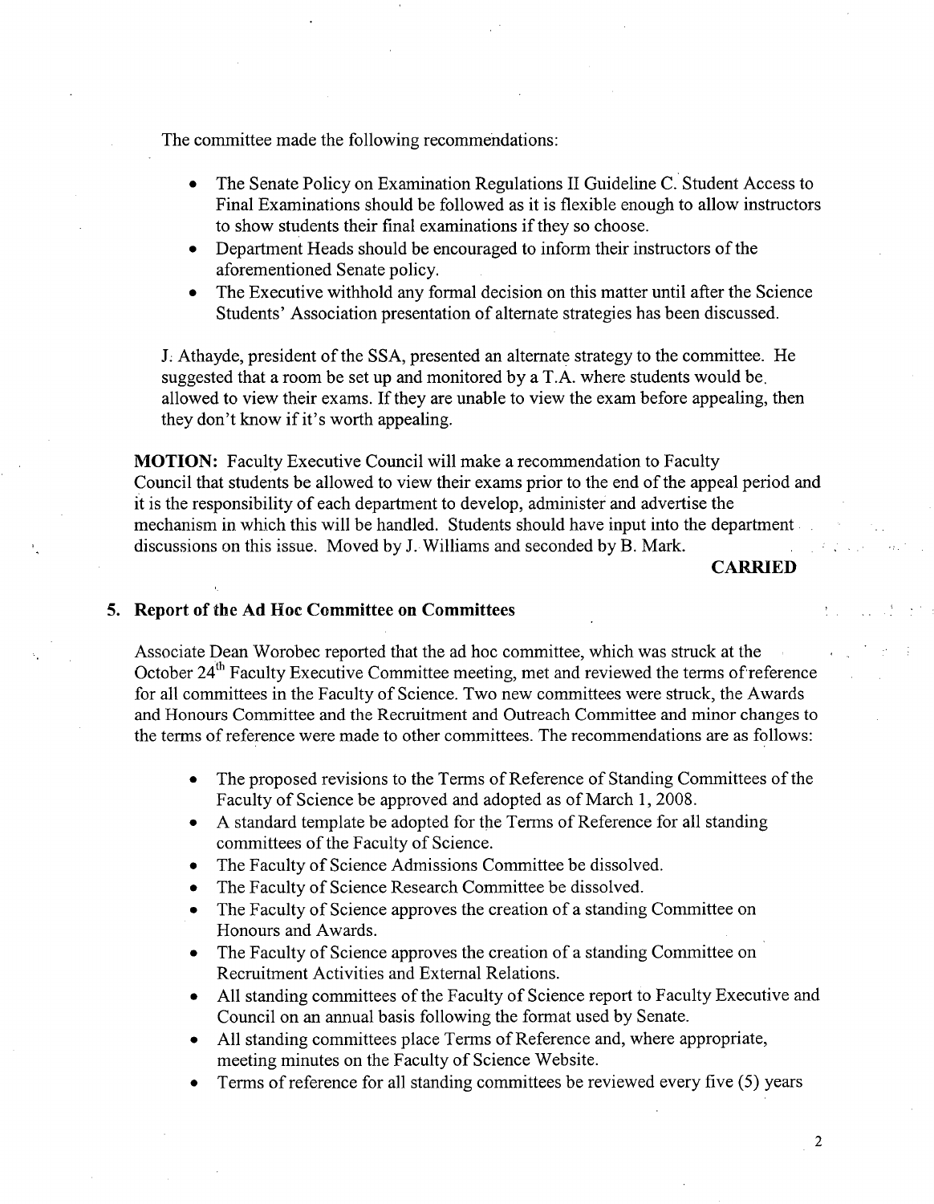The committee made the following recommendations:

- The Senate Policy on Examination Regulations II Guideline C. Student Access to Final Examinations should be followed as it is flexible enough to allow instructors to show students their final examinations if they so choose.
- Department Heads should be encouraged to inform their instructors of the aforementioned Senate policy.
- The Executive withhold any formal decision on this matter until after the Science Students' Association presentation of alternate strategies has been discussed.

J. Athayde, president of the SSA, presented an alternate strategy to the committee. He suggested that a room be set up and monitored by a T.A. where students would be allowed to view their exams. If they are unable to view the exam before appealing, then they don't know if it's worth appealing.

**MOTION:** Faculty Executive Council will make a recommendation to Faculty Council that students be allowed to view their exams prior to the end of the appeal period and it is the responsibility of each department to develop, administer and advertise the mechanism in which this will be handled. Students should have input into the department discussions on this issue. Moved by J. Williams and seconded by B. Mark.

**CARRIED**

## 5. Report of the Ad Hoc Committee on Committees

Associate Dean Worobec reported that the ad hoc committee, which was struck at the October 24th Faculty Executive Committee meeting, met and reviewed the terms of reference for all committees in the Faculty of Science. Two new committees were struck, the Awards and Honours Committee and the Recruitment and Outreach Committee and minor changes to the terms of reference were made to other committees. The recommendations are as follows:

- The proposed revisions to the Terms of Reference of Standing Committees of the Faculty of Science be approved and adopted as of March 1, 2008.
- A standard template be adopted for the Terms of Reference for all standing committees of the Faculty of Science.
- The Faculty of Science Admissions Committee be dissolved.
- The Faculty of Science Research Committee be dissolved.
- The Faculty of Science approves the creation of a standing Committee on Honours and Awards.
- The Faculty of Science approves the creation of a standing Committee on Recruitment Activities and External Relations.
- All standing committees of the Faculty of Science report to Faculty Executive and Council on an annual basis following the format used by Senate.
- All standing committees place Terms of Reference and, where appropriate, meeting minutes on the Faculty of Science Website.
- Terms of reference for all standing committees be reviewed every five (5) years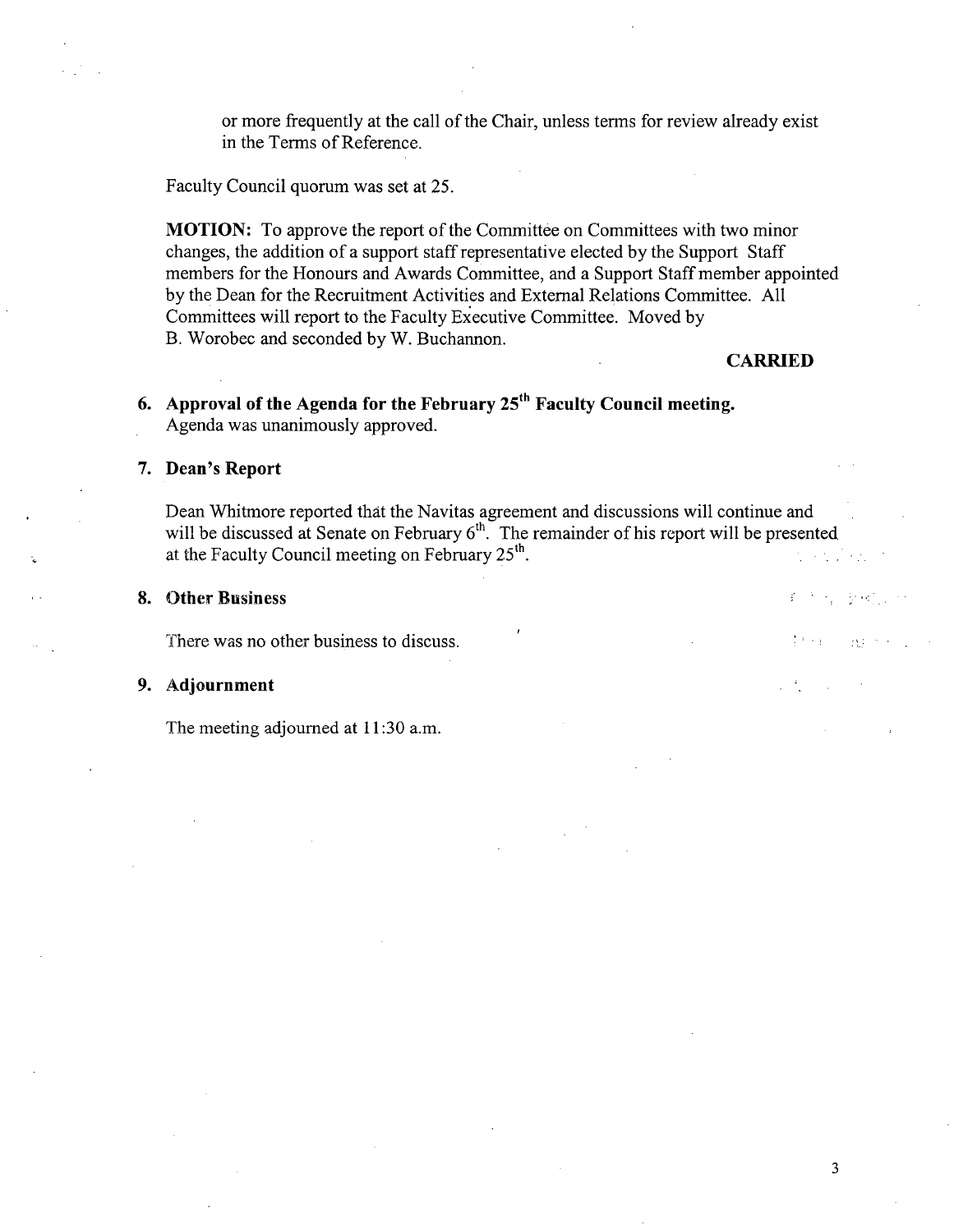or more frequently at the call of the Chair, unless terms for review already exist in the Terms of Reference.

Faculty Council quorum was set at 25.

**MOTION:** To approve the report of the Committee on Committees with two minor changes, the addition of a support staff representative elected by the Support Staff members for the Honours and Awards Committee, and a Support Staff member appointed by the Dean for the Recruitment Activities and External Relations Committee. All Committees will report to the Faculty Executive Committee. Moved by B. Worobec and seconded by W. Buchannon.

**CARRIED**

**6. Approval of the Agenda for the February 25th Faculty Council meeting.**

Agenda was unanimously approved.

**7. Dean's Report**

Dean Whitmore reported that the Navitas agreement and discussions will continue and will be discussed at Senate on February 6th. The remainder of his report will be presented at the Faculty Council meeting on February 25th.

**8. Other Business**

There was no other business to discuss.

**9. Adjournment**

The meeting adjourned at 11:30 a.m.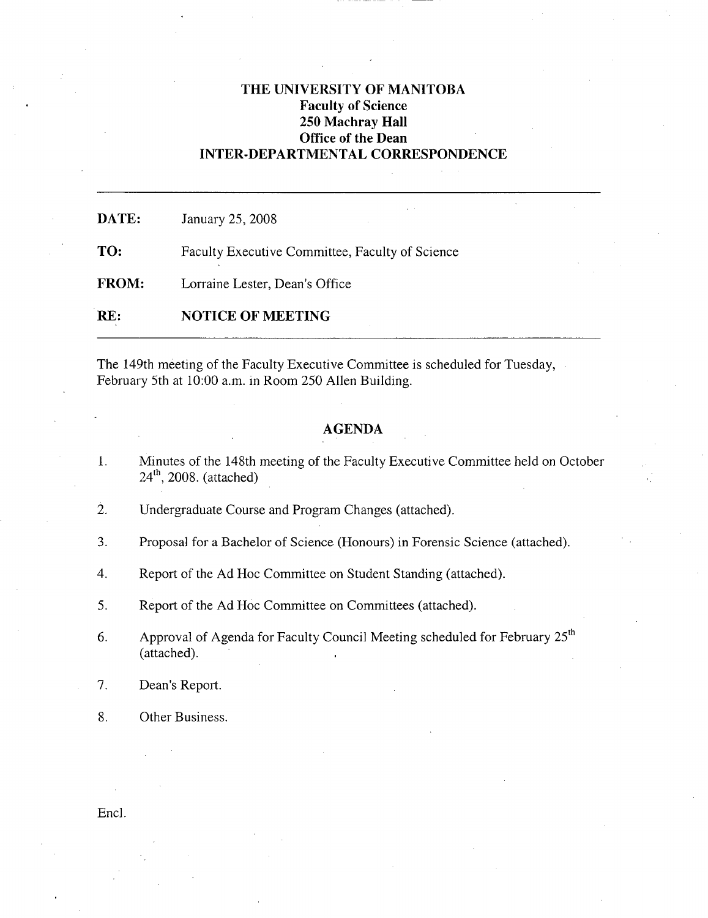**THE UNIVERSITY OF MANITOBA**
**Faculty of Science**
**250 Machray Hall**
**Office of the Dean**
**INTER-DEPARTMENTAL CORRESPONDENCE**

---

**DATE:** January 25, 2008

**TO:** Faculty Executive Committee, Faculty of Science

**FROM:** Lorraine Lester, Dean's Office

**RE:** **NOTICE OF MEETING**

---

The 149th meeting of the Faculty Executive Committee is scheduled for Tuesday, February 5th at 10:00 a.m. in Room 250 Allen Building.

## AGENDA

1. Minutes of the 148th meeting of the Faculty Executive Committee held on October 24th, 2008. (attached)

2. Undergraduate Course and Program Changes (attached).

3. Proposal for a Bachelor of Science (Honours) in Forensic Science (attached).

4. Report of the Ad Hoc Committee on Student Standing (attached).

5. Report of the Ad Hoc Committee on Committees (attached).

6. Approval of Agenda for Faculty Council Meeting scheduled for February 25th (attached).

7. Dean's Report.

8. Other Business.

Encl.